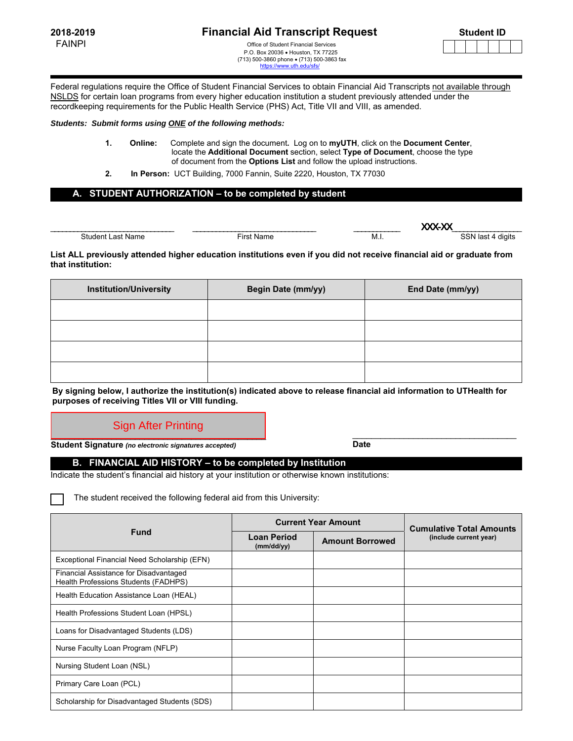**2018-2019**
FAINPI

# Financial Aid Transcript Request

Office of Student Financial Services
P.O. Box 20036 • Houston, TX 77225
(713) 500-3860 phone • (713) 500-3863 fax
https://www.uth.edu/sfs/

**Student ID**

| | | | | | | |
|---|---|---|---|---|---|---|
| | | | | | | |

Federal regulations require the Office of Student Financial Services to obtain Financial Aid Transcripts not available through NSLDS for certain loan programs from every higher education institution a student previously attended under the recordkeeping requirements for the Public Health Service (PHS) Act, Title VII and VIII, as amended.

***Students: Submit forms using ONE of the following methods:***

1. **Online:** Complete and sign the document. Log on to **myUTH**, click on the **Document Center**, locate the **Additional Document** section, select **Type of Document**, choose the type of document from the **Options List** and follow the upload instructions.
2. **In Person:** UCT Building, 7000 Fannin, Suite 2220, Houston, TX 77030

## A. STUDENT AUTHORIZATION – to be completed by student

_______________ Student Last Name _______________ First Name _______ M.I. XXX-XX_______ SSN last 4 digits

**List ALL previously attended higher education institutions even if you did not receive financial aid or graduate from that institution:**

| Institution/University | Begin Date (mm/yy) | End Date (mm/yy) |
|---|---|---|
| | | |
| | | |
| | | |
| | | |

**By signing below, I authorize the institution(s) indicated above to release financial aid information to UTHealth for purposes of receiving Titles VII or VIII funding.**

Sign After Printing

**Student Signature** ***(no electronic signatures accepted)*** _______________ **Date**

## B. FINANCIAL AID HISTORY – to be completed by Institution

Indicate the student's financial aid history at your institution or otherwise known institutions:

☐ The student received the following federal aid from this University:

| Fund | Current Year Amount | | Cumulative Total Amounts (include current year) |
|---|---|---|---|
| | Loan Period (mm/dd/yy) | Amount Borrowed | |
| Exceptional Financial Need Scholarship (EFN) | | | |
| Financial Assistance for Disadvantaged Health Professions Students (FADHPS) | | | |
| Health Education Assistance Loan (HEAL) | | | |
| Health Professions Student Loan (HPSL) | | | |
| Loans for Disadvantaged Students (LDS) | | | |
| Nurse Faculty Loan Program (NFLP) | | | |
| Nursing Student Loan (NSL) | | | |
| Primary Care Loan (PCL) | | | |
| Scholarship for Disadvantaged Students (SDS) | | | |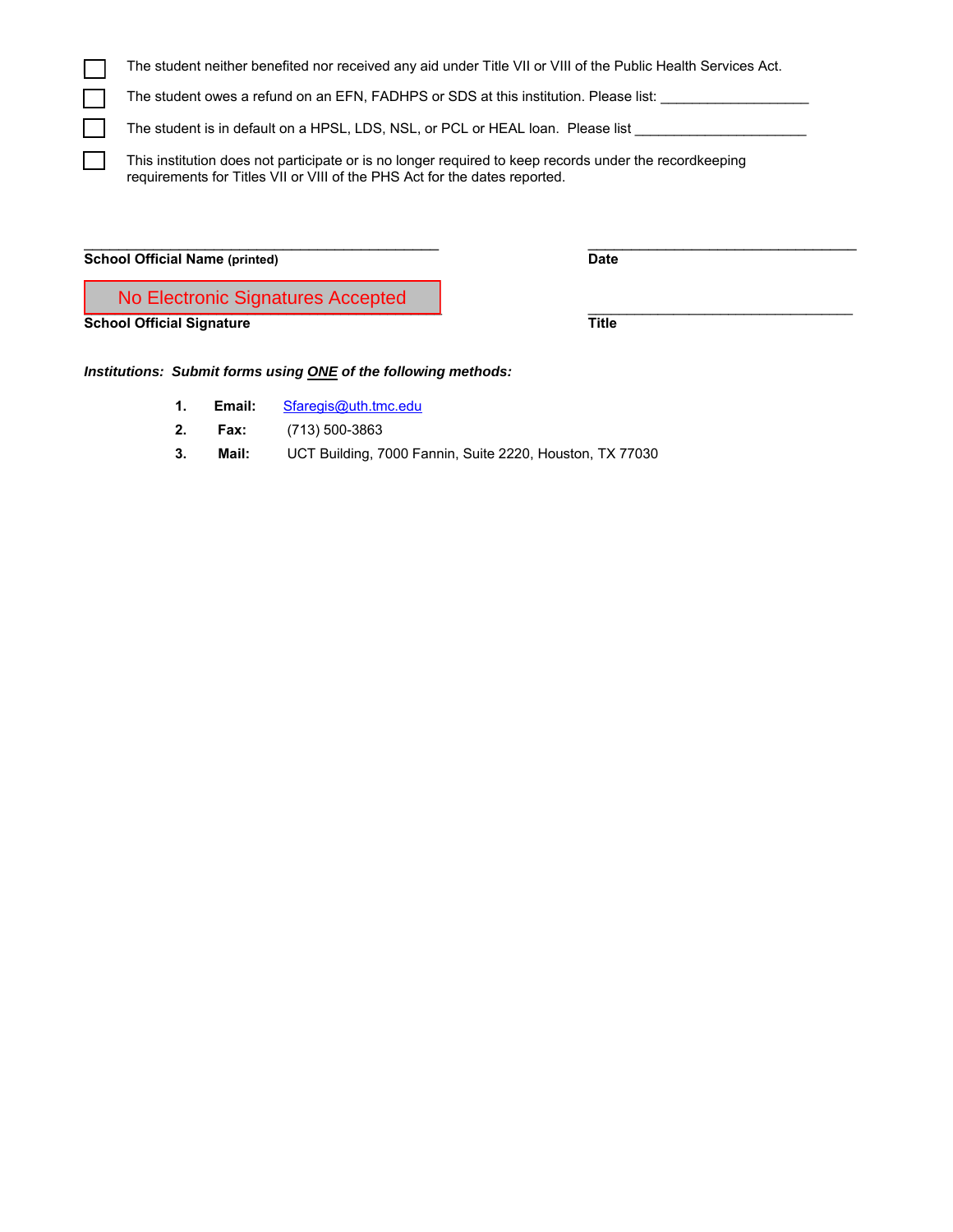- [ ] The student neither benefited nor received any aid under Title VII or VIII of the Public Health Services Act.
- [ ] The student owes a refund on an EFN, FADHPS or SDS at this institution. Please list: ___________________
- [ ] The student is in default on a HPSL, LDS, NSL, or PCL or HEAL loan. Please list ______________________
- [ ] This institution does not participate or is no longer required to keep records under the recordkeeping requirements for Titles VII or VIII of the PHS Act for the dates reported.

_____________________________________________ **School Official Name** (printed)

__________________________________ **Date**

No Electronic Signatures Accepted

**School Official Signature**

__________________________________ **Title**

***Institutions: Submit forms using <u>ONE</u> of the following methods:***

1. **Email:** Sfaregis@uth.tmc.edu
2. **Fax:** (713) 500-3863
3. **Mail:** UCT Building, 7000 Fannin, Suite 2220, Houston, TX 77030